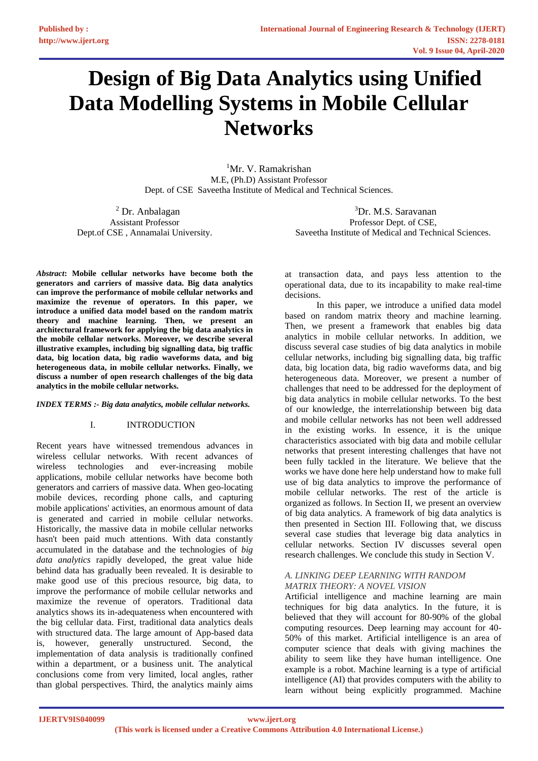# Design of Big Data Analytics using Unified Data Modelling Systems in Mobile Cellular Networks

[1]Mr. V. Ramakrishan
M.E, (Ph.D) Assistant Professor
Dept. of CSE Saveetha Institute of Medical and Technical Sciences.

[2] Dr. Anbalagan
Assistant Professor
Dept.of CSE , Annamalai University.

[3]Dr. M.S. Saravanan
Professor Dept. of CSE,
Saveetha Institute of Medical and Technical Sciences.

***Abstract*: Mobile cellular networks have become both the generators and carriers of massive data. Big data analytics can improve the performance of mobile cellular networks and maximize the revenue of operators. In this paper, we introduce a unified data model based on the random matrix theory and machine learning. Then, we present an architectural framework for applying the big data analytics in the mobile cellular networks. Moreover, we describe several illustrative examples, including big signalling data, big traffic data, big location data, big radio waveforms data, and big heterogeneous data, in mobile cellular networks. Finally, we discuss a number of open research challenges of the big data analytics in the mobile cellular networks.**

***INDEX TERMS :- Big data analytics, mobile cellular networks.***

## I. INTRODUCTION

Recent years have witnessed tremendous advances in wireless cellular networks. With recent advances of wireless technologies and ever-increasing mobile applications, mobile cellular networks have become both generators and carriers of massive data. When geo-locating mobile devices, recording phone calls, and capturing mobile applications' activities, an enormous amount of data is generated and carried in mobile cellular networks. Historically, the massive data in mobile cellular networks hasn't been paid much attentions. With data constantly accumulated in the database and the technologies of *big data analytics* rapidly developed, the great value hide behind data has gradually been revealed. It is desirable to make good use of this precious resource, big data, to improve the performance of mobile cellular networks and maximize the revenue of operators. Traditional data analytics shows its in-adequateness when encountered with the big cellular data. First, traditional data analytics deals with structured data. The large amount of App-based data is, however, generally unstructured. Second, the implementation of data analysis is traditionally confined within a department, or a business unit. The analytical conclusions come from very limited, local angles, rather than global perspectives. Third, the analytics mainly aims at transaction data, and pays less attention to the operational data, due to its incapability to make real-time decisions.

In this paper, we introduce a unified data model based on random matrix theory and machine learning. Then, we present a framework that enables big data analytics in mobile cellular networks. In addition, we discuss several case studies of big data analytics in mobile cellular networks, including big signalling data, big traffic data, big location data, big radio waveforms data, and big heterogeneous data. Moreover, we present a number of challenges that need to be addressed for the deployment of big data analytics in mobile cellular networks. To the best of our knowledge, the interrelationship between big data and mobile cellular networks has not been well addressed in the existing works. In essence, it is the unique characteristics associated with big data and mobile cellular networks that present interesting challenges that have not been fully tackled in the literature. We believe that the works we have done here help understand how to make full use of big data analytics to improve the performance of mobile cellular networks. The rest of the article is organized as follows. In Section II, we present an overview of big data analytics. A framework of big data analytics is then presented in Section III. Following that, we discuss several case studies that leverage big data analytics in cellular networks. Section IV discusses several open research challenges. We conclude this study in Section V.

### *A. LINKING DEEP LEARNING WITH RANDOM MATRIX THEORY: A NOVEL VISION*

Artificial intelligence and machine learning are main techniques for big data analytics. In the future, it is believed that they will account for 80-90% of the global computing resources. Deep learning may account for 40-50% of this market. Artificial intelligence is an area of computer science that deals with giving machines the ability to seem like they have human intelligence. One example is a robot. Machine learning is a type of artificial intelligence (AI) that provides computers with the ability to learn without being explicitly programmed. Machine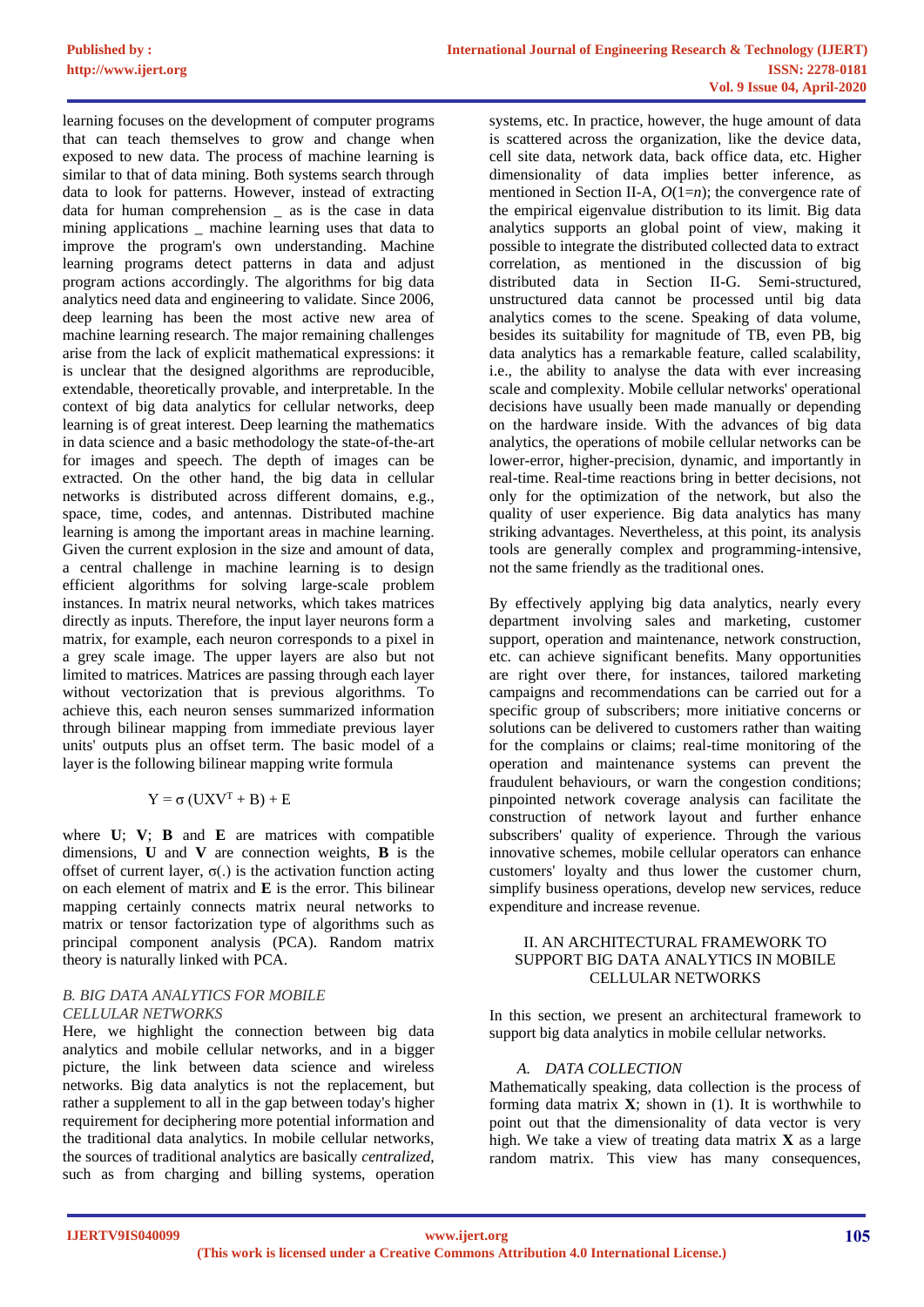learning focuses on the development of computer programs that can teach themselves to grow and change when exposed to new data. The process of machine learning is similar to that of data mining. Both systems search through data to look for patterns. However, instead of extracting data for human comprehension _ as is the case in data mining applications _ machine learning uses that data to improve the program's own understanding. Machine learning programs detect patterns in data and adjust program actions accordingly. The algorithms for big data analytics need data and engineering to validate. Since 2006, deep learning has been the most active new area of machine learning research. The major remaining challenges arise from the lack of explicit mathematical expressions: it is unclear that the designed algorithms are reproducible, extendable, theoretically provable, and interpretable. In the context of big data analytics for cellular networks, deep learning is of great interest. Deep learning the mathematics in data science and a basic methodology the state-of-the-art for images and speech. The depth of images can be extracted. On the other hand, the big data in cellular networks is distributed across different domains, e.g., space, time, codes, and antennas. Distributed machine learning is among the important areas in machine learning. Given the current explosion in the size and amount of data, a central challenge in machine learning is to design efficient algorithms for solving large-scale problem instances. In matrix neural networks, which takes matrices directly as inputs. Therefore, the input layer neurons form a matrix, for example, each neuron corresponds to a pixel in a grey scale image. The upper layers are also but not limited to matrices. Matrices are passing through each layer without vectorization that is previous algorithms. To achieve this, each neuron senses summarized information through bilinear mapping from immediate previous layer units' outputs plus an offset term. The basic model of a layer is the following bilinear mapping write formula

$$Y = \sigma\left(UXV^{T} + B\right) + E$$

where **U**; **V**; **B** and **E** are matrices with compatible dimensions, **U** and **V** are connection weights, **B** is the offset of current layer, $\sigma(.)$ is the activation function acting on each element of matrix and **E** is the error. This bilinear mapping certainly connects matrix neural networks to matrix or tensor factorization type of algorithms such as principal component analysis (PCA). Random matrix theory is naturally linked with PCA.

### *B. BIG DATA ANALYTICS FOR MOBILE CELLULAR NETWORKS*

Here, we highlight the connection between big data analytics and mobile cellular networks, and in a bigger picture, the link between data science and wireless networks. Big data analytics is not the replacement, but rather a supplement to all in the gap between today's higher requirement for deciphering more potential information and the traditional data analytics. In mobile cellular networks, the sources of traditional analytics are basically *centralized*, such as from charging and billing systems, operation systems, etc. In practice, however, the huge amount of data is scattered across the organization, like the device data, cell site data, network data, back office data, etc. Higher dimensionality of data implies better inference, as mentioned in Section II-A, $O(1=n)$; the convergence rate of the empirical eigenvalue distribution to its limit. Big data analytics supports an global point of view, making it possible to integrate the distributed collected data to extract correlation, as mentioned in the discussion of big distributed data in Section II-G. Semi-structured, unstructured data cannot be processed until big data analytics comes to the scene. Speaking of data volume, besides its suitability for magnitude of TB, even PB, big data analytics has a remarkable feature, called scalability, i.e., the ability to analyse the data with ever increasing scale and complexity. Mobile cellular networks' operational decisions have usually been made manually or depending on the hardware inside. With the advances of big data analytics, the operations of mobile cellular networks can be lower-error, higher-precision, dynamic, and importantly in real-time. Real-time reactions bring in better decisions, not only for the optimization of the network, but also the quality of user experience. Big data analytics has many striking advantages. Nevertheless, at this point, its analysis tools are generally complex and programming-intensive, not the same friendly as the traditional ones.

By effectively applying big data analytics, nearly every department involving sales and marketing, customer support, operation and maintenance, network construction, etc. can achieve significant benefits. Many opportunities are right over there, for instances, tailored marketing campaigns and recommendations can be carried out for a specific group of subscribers; more initiative concerns or solutions can be delivered to customers rather than waiting for the complains or claims; real-time monitoring of the operation and maintenance systems can prevent the fraudulent behaviours, or warn the congestion conditions; pinpointed network coverage analysis can facilitate the construction of network layout and further enhance subscribers' quality of experience. Through the various innovative schemes, mobile cellular operators can enhance customers' loyalty and thus lower the customer churn, simplify business operations, develop new services, reduce expenditure and increase revenue.

## II. AN ARCHITECTURAL FRAMEWORK TO SUPPORT BIG DATA ANALYTICS IN MOBILE CELLULAR NETWORKS

In this section, we present an architectural framework to support big data analytics in mobile cellular networks.

### *A. DATA COLLECTION*

Mathematically speaking, data collection is the process of forming data matrix **X**; shown in (1). It is worthwhile to point out that the dimensionality of data vector is very high. We take a view of treating data matrix **X** as a large random matrix. This view has many consequences,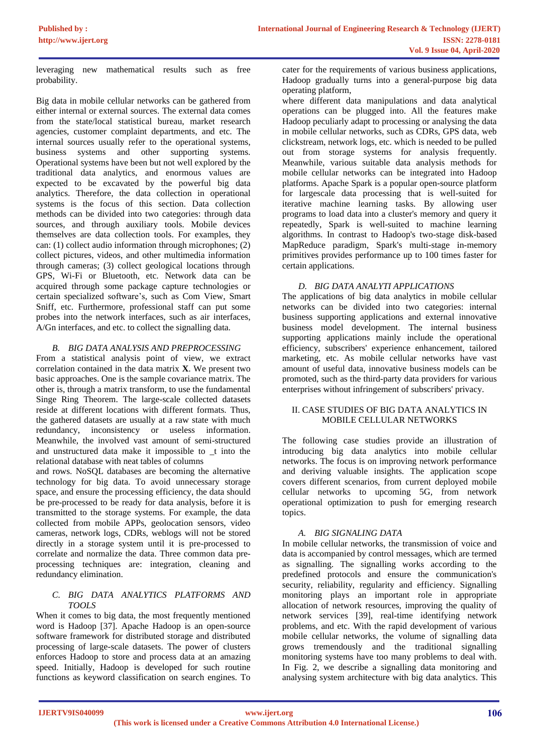leveraging new mathematical results such as free probability.

Big data in mobile cellular networks can be gathered from either internal or external sources. The external data comes from the state/local statistical bureau, market research agencies, customer complaint departments, and etc. The internal sources usually refer to the operational systems, business systems and other supporting systems. Operational systems have been but not well explored by the traditional data analytics, and enormous values are expected to be excavated by the powerful big data analytics. Therefore, the data collection in operational systems is the focus of this section. Data collection methods can be divided into two categories: through data sources, and through auxiliary tools. Mobile devices themselves are data collection tools. For examples, they can: (1) collect audio information through microphones; (2) collect pictures, videos, and other multimedia information through cameras; (3) collect geological locations through GPS, Wi-Fi or Bluetooth, etc. Network data can be acquired through some package capture technologies or certain specialized software's, such as Com View, Smart Sniff, etc. Furthermore, professional staff can put some probes into the network interfaces, such as air interfaces, A/Gn interfaces, and etc. to collect the signalling data.

### *B. BIG DATA ANALYSIS AND PREPROCESSING*

From a statistical analysis point of view, we extract correlation contained in the data matrix **X**. We present two basic approaches. One is the sample covariance matrix. The other is, through a matrix transform, to use the fundamental Singe Ring Theorem. The large-scale collected datasets reside at different locations with different formats. Thus, the gathered datasets are usually at a raw state with much redundancy, inconsistency or useless information. Meanwhile, the involved vast amount of semi-structured and unstructured data make it impossible to _t into the relational database with neat tables of columns and rows. NoSQL databases are becoming the alternative technology for big data. To avoid unnecessary storage space, and ensure the processing efficiency, the data should be pre-processed to be ready for data analysis, before it is transmitted to the storage systems. For example, the data collected from mobile APPs, geolocation sensors, video cameras, network logs, CDRs, weblogs will not be stored directly in a storage system until it is pre-processed to correlate and normalize the data. Three common data pre-processing techniques are: integration, cleaning and redundancy elimination.

### *C. BIG DATA ANALYTICS PLATFORMS AND TOOLS*

When it comes to big data, the most frequently mentioned word is Hadoop [37]. Apache Hadoop is an open-source software framework for distributed storage and distributed processing of large-scale datasets. The power of clusters enforces Hadoop to store and process data at an amazing speed. Initially, Hadoop is developed for such routine functions as keyword classification on search engines. To cater for the requirements of various business applications, Hadoop gradually turns into a general-purpose big data operating platform,

where different data manipulations and data analytical operations can be plugged into. All the features make Hadoop peculiarly adapt to processing or analysing the data in mobile cellular networks, such as CDRs, GPS data, web clickstream, network logs, etc. which is needed to be pulled out from storage systems for analysis frequently. Meanwhile, various suitable data analysis methods for mobile cellular networks can be integrated into Hadoop platforms. Apache Spark is a popular open-source platform for largescale data processing that is well-suited for iterative machine learning tasks. By allowing user programs to load data into a cluster's memory and query it repeatedly, Spark is well-suited to machine learning algorithms. In contrast to Hadoop's two-stage disk-based MapReduce paradigm, Spark's multi-stage in-memory primitives provides performance up to 100 times faster for certain applications.

### *D. BIG DATA ANALYTI APPLICATIONS*

The applications of big data analytics in mobile cellular networks can be divided into two categories: internal business supporting applications and external innovative business model development. The internal business supporting applications mainly include the operational efficiency, subscribers' experience enhancement, tailored marketing, etc. As mobile cellular networks have vast amount of useful data, innovative business models can be promoted, such as the third-party data providers for various enterprises without infringement of subscribers' privacy.

## II. CASE STUDIES OF BIG DATA ANALYTICS IN MOBILE CELLULAR NETWORKS

The following case studies provide an illustration of introducing big data analytics into mobile cellular networks. The focus is on improving network performance and deriving valuable insights. The application scope covers different scenarios, from current deployed mobile cellular networks to upcoming 5G, from network operational optimization to push for emerging research topics.

### *A. BIG SIGNALING DATA*

In mobile cellular networks, the transmission of voice and data is accompanied by control messages, which are termed as signalling. The signalling works according to the predefined protocols and ensure the communication's security, reliability, regularity and efficiency. Signalling monitoring plays an important role in appropriate allocation of network resources, improving the quality of network services [39], real-time identifying network problems, and etc. With the rapid development of various mobile cellular networks, the volume of signalling data grows tremendously and the traditional signalling monitoring systems have too many problems to deal with. In Fig. 2, we describe a signalling data monitoring and analysing system architecture with big data analytics. This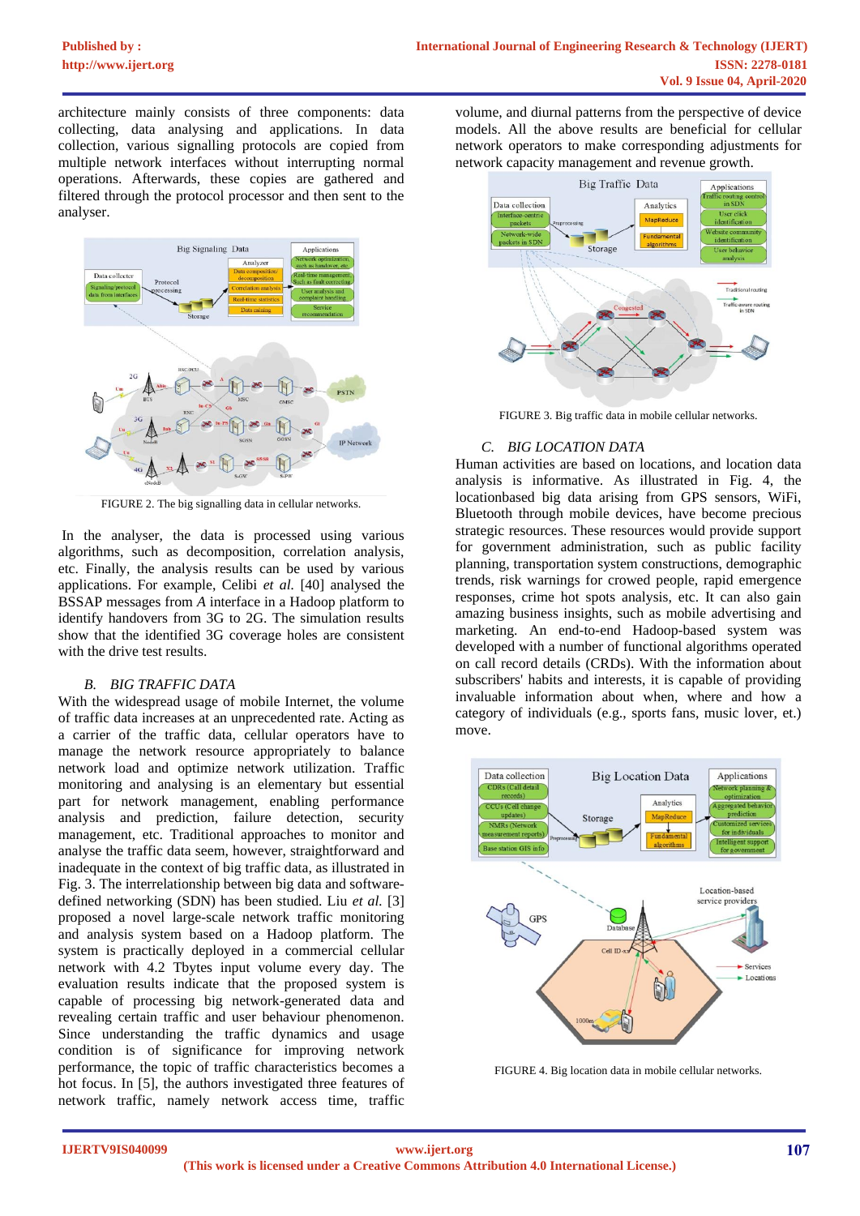architecture mainly consists of three components: data collecting, data analysing and applications. In data collection, various signalling protocols are copied from multiple network interfaces without interrupting normal operations. Afterwards, these copies are gathered and filtered through the protocol processor and then sent to the analyser.

FIGURE 2. The big signalling data in cellular networks.

In the analyser, the data is processed using various algorithms, such as decomposition, correlation analysis, etc. Finally, the analysis results can be used by various applications. For example, Celibi *et al.* [40] analysed the BSSAP messages from *A* interface in a Hadoop platform to identify handovers from 3G to 2G. The simulation results show that the identified 3G coverage holes are consistent with the drive test results.

### *B. BIG TRAFFIC DATA*

With the widespread usage of mobile Internet, the volume of traffic data increases at an unprecedented rate. Acting as a carrier of the traffic data, cellular operators have to manage the network resource appropriately to balance network load and optimize network utilization. Traffic monitoring and analysing is an elementary but essential part for network management, enabling performance analysis and prediction, failure detection, security management, etc. Traditional approaches to monitor and analyse the traffic data seem, however, straightforward and inadequate in the context of big traffic data, as illustrated in Fig. 3. The interrelationship between big data and software-defined networking (SDN) has been studied. Liu *et al.* [3] proposed a novel large-scale network traffic monitoring and analysis system based on a Hadoop platform. The system is practically deployed in a commercial cellular network with 4.2 Tbytes input volume every day. The evaluation results indicate that the proposed system is capable of processing big network-generated data and revealing certain traffic and user behaviour phenomenon. Since understanding the traffic dynamics and usage condition is of significance for improving network performance, the topic of traffic characteristics becomes a hot focus. In [5], the authors investigated three features of network traffic, namely network access time, traffic volume, and diurnal patterns from the perspective of device models. All the above results are beneficial for cellular network operators to make corresponding adjustments for network capacity management and revenue growth.

FIGURE 3. Big traffic data in mobile cellular networks.

### *C. BIG LOCATION DATA*

Human activities are based on locations, and location data analysis is informative. As illustrated in Fig. 4, the locationbased big data arising from GPS sensors, WiFi, Bluetooth through mobile devices, have become precious strategic resources. These resources would provide support for government administration, such as public facility planning, transportation system constructions, demographic trends, risk warnings for crowed people, rapid emergence responses, crime hot spots analysis, etc. It can also gain amazing business insights, such as mobile advertising and marketing. An end-to-end Hadoop-based system was developed with a number of functional algorithms operated on call record details (CRDs). With the information about subscribers' habits and interests, it is capable of providing invaluable information about when, where and how a category of individuals (e.g., sports fans, music lover, et.) move.

FIGURE 4. Big location data in mobile cellular networks.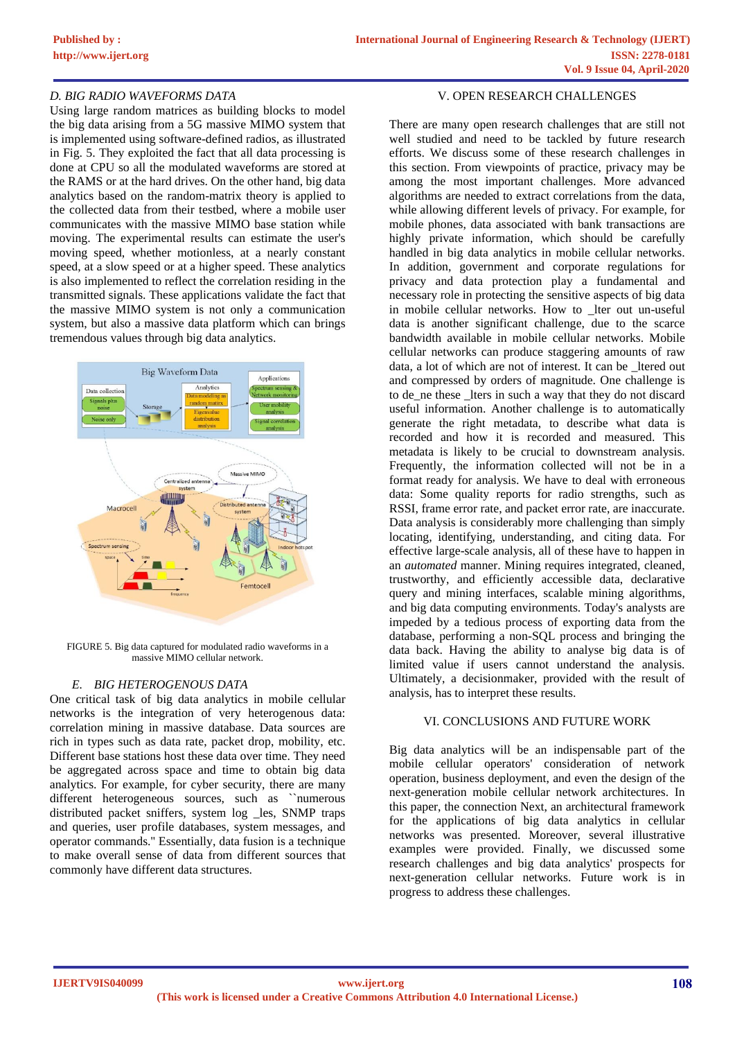### D. BIG RADIO WAVEFORMS DATA

Using large random matrices as building blocks to model the big data arising from a 5G massive MIMO system that is implemented using software-defined radios, as illustrated in Fig. 5. They exploited the fact that all data processing is done at CPU so all the modulated waveforms are stored at the RAMS or at the hard drives. On the other hand, big data analytics based on the random-matrix theory is applied to the collected data from their testbed, where a mobile user communicates with the massive MIMO base station while moving. The experimental results can estimate the user's moving speed, whether motionless, at a nearly constant speed, at a slow speed or at a higher speed. These analytics is also implemented to reflect the correlation residing in the transmitted signals. These applications validate the fact that the massive MIMO system is not only a communication system, but also a massive data platform which can brings tremendous values through big data analytics.

FIGURE 5. Big data captured for modulated radio waveforms in a massive MIMO cellular network.

### E. BIG HETEROGENOUS DATA

One critical task of big data analytics in mobile cellular networks is the integration of very heterogenous data: correlation mining in massive database. Data sources are rich in types such as data rate, packet drop, mobility, etc. Different base stations host these data over time. They need be aggregated across space and time to obtain big data analytics. For example, for cyber security, there are many different heterogeneous sources, such as ``numerous distributed packet sniffers, system log _les, SNMP traps and queries, user profile databases, system messages, and operator commands." Essentially, data fusion is a technique to make overall sense of data from different sources that commonly have different data structures.

## V. OPEN RESEARCH CHALLENGES

There are many open research challenges that are still not well studied and need to be tackled by future research efforts. We discuss some of these research challenges in this section. From viewpoints of practice, privacy may be among the most important challenges. More advanced algorithms are needed to extract correlations from the data, while allowing different levels of privacy. For example, for mobile phones, data associated with bank transactions are highly private information, which should be carefully handled in big data analytics in mobile cellular networks. In addition, government and corporate regulations for privacy and data protection play a fundamental and necessary role in protecting the sensitive aspects of big data in mobile cellular networks. How to _lter out un-useful data is another significant challenge, due to the scarce bandwidth available in mobile cellular networks. Mobile cellular networks can produce staggering amounts of raw data, a lot of which are not of interest. It can be _ltered out and compressed by orders of magnitude. One challenge is to de_ne these _lters in such a way that they do not discard useful information. Another challenge is to automatically generate the right metadata, to describe what data is recorded and how it is recorded and measured. This metadata is likely to be crucial to downstream analysis. Frequently, the information collected will not be in a format ready for analysis. We have to deal with erroneous data: Some quality reports for radio strengths, such as RSSI, frame error rate, and packet error rate, are inaccurate. Data analysis is considerably more challenging than simply locating, identifying, understanding, and citing data. For effective large-scale analysis, all of these have to happen in an *automated* manner. Mining requires integrated, cleaned, trustworthy, and efficiently accessible data, declarative query and mining interfaces, scalable mining algorithms, and big data computing environments. Today's analysts are impeded by a tedious process of exporting data from the database, performing a non-SQL process and bringing the data back. Having the ability to analyse big data is of limited value if users cannot understand the analysis. Ultimately, a decisionmaker, provided with the result of analysis, has to interpret these results.

## VI. CONCLUSIONS AND FUTURE WORK

Big data analytics will be an indispensable part of the mobile cellular operators' consideration of network operation, business deployment, and even the design of the next-generation mobile cellular network architectures. In this paper, the connection Next, an architectural framework for the applications of big data analytics in cellular networks was presented. Moreover, several illustrative examples were provided. Finally, we discussed some research challenges and big data analytics' prospects for next-generation cellular networks. Future work is in progress to address these challenges.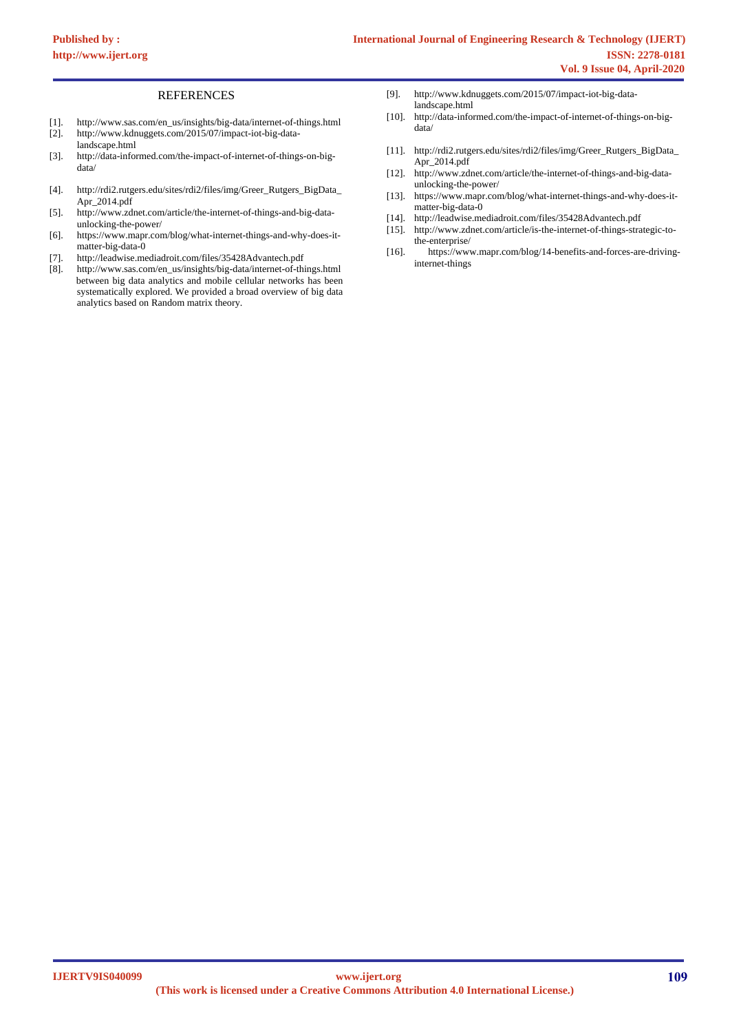## REFERENCES

[1]. http://www.sas.com/en_us/insights/big-data/internet-of-things.html
[2]. http://www.kdnuggets.com/2015/07/impact-iot-big-data-landscape.html
[3]. http://data-informed.com/the-impact-of-internet-of-things-on-big-data/
[4]. http://rdi2.rutgers.edu/sites/rdi2/files/img/Greer_Rutgers_BigData_Apr_2014.pdf
[5]. http://www.zdnet.com/article/the-internet-of-things-and-big-data-unlocking-the-power/
[6]. https://www.mapr.com/blog/what-internet-things-and-why-does-it-matter-big-data-0
[7]. http://leadwise.mediadroit.com/files/35428Advantech.pdf
[8]. http://www.sas.com/en_us/insights/big-data/internet-of-things.html between big data analytics and mobile cellular networks has been systematically explored. We provided a broad overview of big data analytics based on Random matrix theory.
[9]. http://www.kdnuggets.com/2015/07/impact-iot-big-data-landscape.html
[10]. http://data-informed.com/the-impact-of-internet-of-things-on-big-data/
[11]. http://rdi2.rutgers.edu/sites/rdi2/files/img/Greer_Rutgers_BigData_Apr_2014.pdf
[12]. http://www.zdnet.com/article/the-internet-of-things-and-big-data-unlocking-the-power/
[13]. https://www.mapr.com/blog/what-internet-things-and-why-does-it-matter-big-data-0
[14]. http://leadwise.mediadroit.com/files/35428Advantech.pdf
[15]. http://www.zdnet.com/article/is-the-internet-of-things-strategic-to-the-enterprise/
[16]. https://www.mapr.com/blog/14-benefits-and-forces-are-driving-internet-things